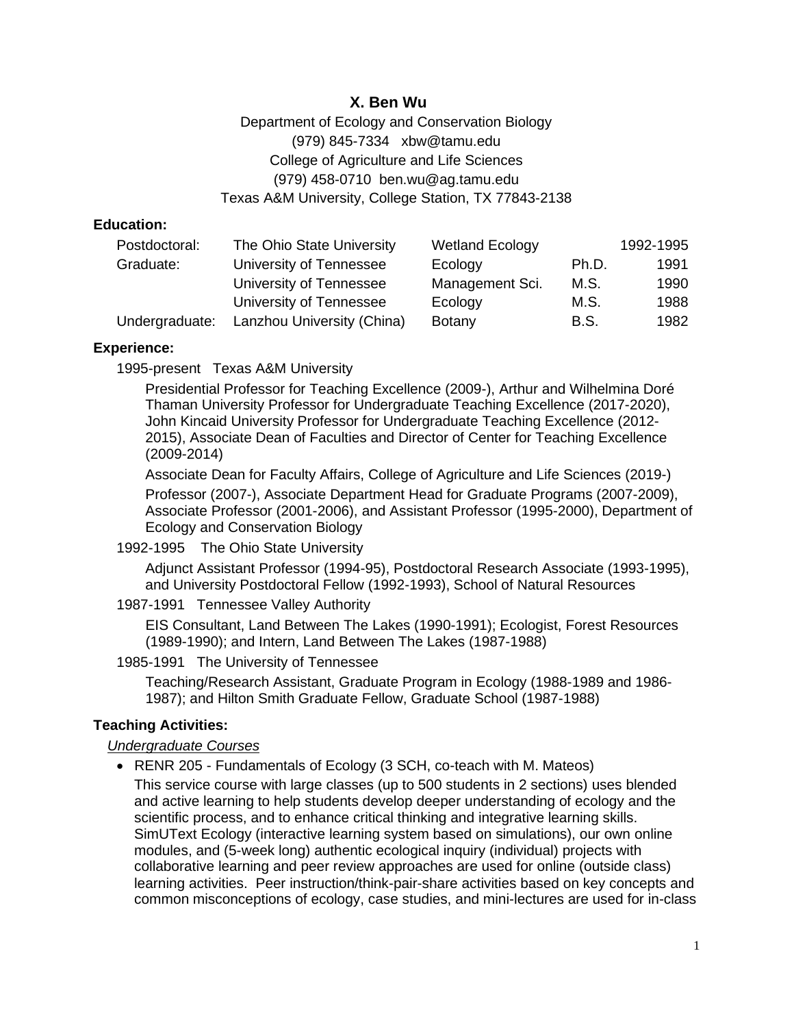# X. Ben Wu

Department of Ecology and Conservation Biology
(979) 845-7334 xbw@tamu.edu
College of Agriculture and Life Sciences
(979) 458-0710 ben.wu@ag.tamu.edu
Texas A&M University, College Station, TX 77843-2138

## Education:

| | | | | |
|---|---|---|---|---|
| Postdoctoral: | The Ohio State University | Wetland Ecology | | 1992-1995 |
| Graduate: | University of Tennessee | Ecology | Ph.D. | 1991 |
| | University of Tennessee | Management Sci. | M.S. | 1990 |
| | University of Tennessee | Ecology | M.S. | 1988 |
| Undergraduate: | Lanzhou University (China) | Botany | B.S. | 1982 |

## Experience:

1995-present Texas A&M University

Presidential Professor for Teaching Excellence (2009-), Arthur and Wilhelmina Doré Thaman University Professor for Undergraduate Teaching Excellence (2017-2020), John Kincaid University Professor for Undergraduate Teaching Excellence (2012-2015), Associate Dean of Faculties and Director of Center for Teaching Excellence (2009-2014)

Associate Dean for Faculty Affairs, College of Agriculture and Life Sciences (2019-)

Professor (2007-), Associate Department Head for Graduate Programs (2007-2009), Associate Professor (2001-2006), and Assistant Professor (1995-2000), Department of Ecology and Conservation Biology

1992-1995 The Ohio State University

Adjunct Assistant Professor (1994-95), Postdoctoral Research Associate (1993-1995), and University Postdoctoral Fellow (1992-1993), School of Natural Resources

1987-1991 Tennessee Valley Authority

EIS Consultant, Land Between The Lakes (1990-1991); Ecologist, Forest Resources (1989-1990); and Intern, Land Between The Lakes (1987-1988)

1985-1991 The University of Tennessee

Teaching/Research Assistant, Graduate Program in Ecology (1988-1989 and 1986-1987); and Hilton Smith Graduate Fellow, Graduate School (1987-1988)

## Teaching Activities:

*Undergraduate Courses*

- RENR 205 - Fundamentals of Ecology (3 SCH, co-teach with M. Mateos)

  This service course with large classes (up to 500 students in 2 sections) uses blended and active learning to help students develop deeper understanding of ecology and the scientific process, and to enhance critical thinking and integrative learning skills. SimUText Ecology (interactive learning system based on simulations), our own online modules, and (5-week long) authentic ecological inquiry (individual) projects with collaborative learning and peer review approaches are used for online (outside class) learning activities. Peer instruction/think-pair-share activities based on key concepts and common misconceptions of ecology, case studies, and mini-lectures are used for in-class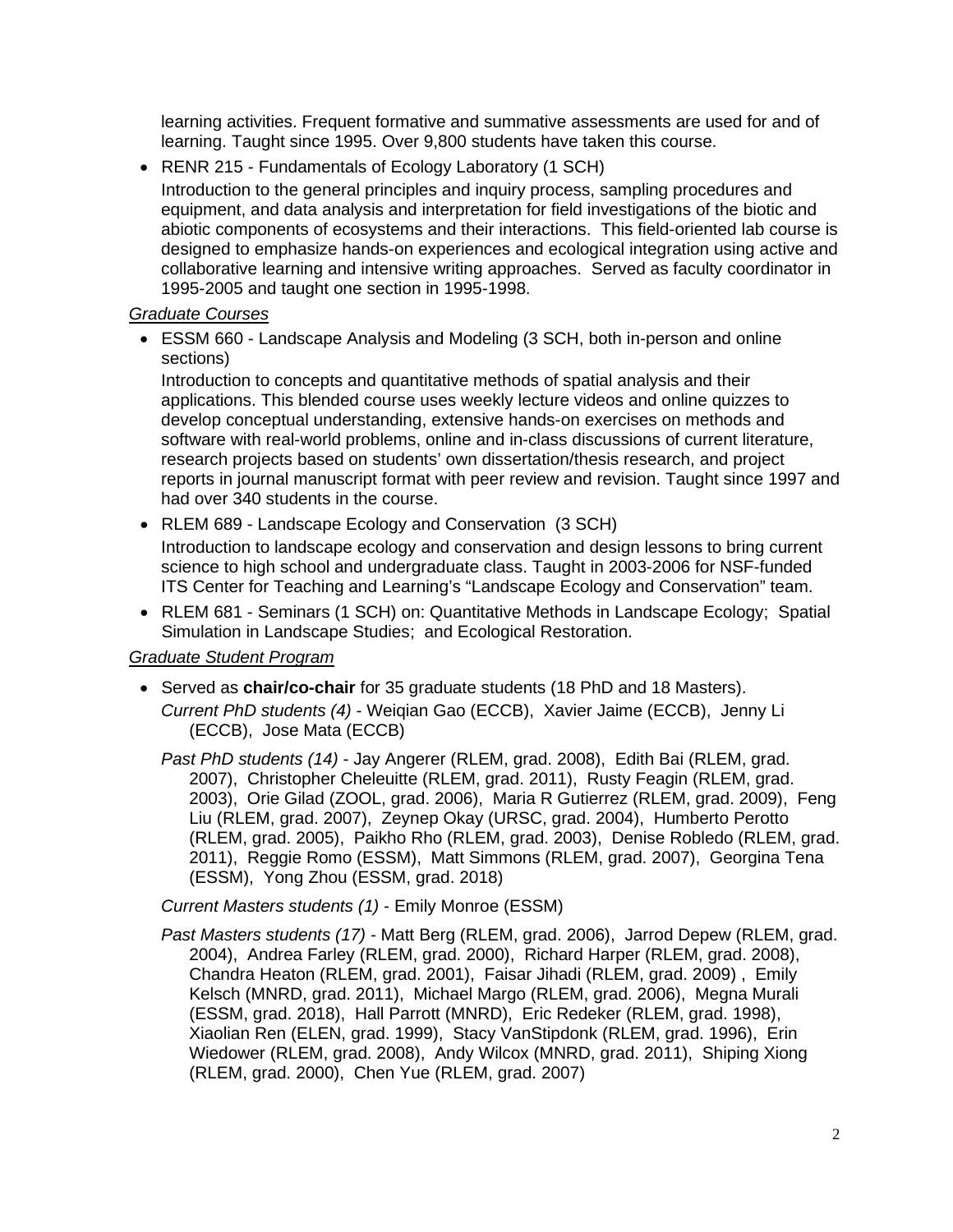learning activities. Frequent formative and summative assessments are used for and of learning. Taught since 1995. Over 9,800 students have taken this course.

- RENR 215 - Fundamentals of Ecology Laboratory (1 SCH)
  Introduction to the general principles and inquiry process, sampling procedures and equipment, and data analysis and interpretation for field investigations of the biotic and abiotic components of ecosystems and their interactions. This field-oriented lab course is designed to emphasize hands-on experiences and ecological integration using active and collaborative learning and intensive writing approaches. Served as faculty coordinator in 1995-2005 and taught one section in 1995-1998.

*Graduate Courses*

- ESSM 660 - Landscape Analysis and Modeling (3 SCH, both in-person and online sections)
  Introduction to concepts and quantitative methods of spatial analysis and their applications. This blended course uses weekly lecture videos and online quizzes to develop conceptual understanding, extensive hands-on exercises on methods and software with real-world problems, online and in-class discussions of current literature, research projects based on students' own dissertation/thesis research, and project reports in journal manuscript format with peer review and revision. Taught since 1997 and had over 340 students in the course.
- RLEM 689 - Landscape Ecology and Conservation (3 SCH)
  Introduction to landscape ecology and conservation and design lessons to bring current science to high school and undergraduate class. Taught in 2003-2006 for NSF-funded ITS Center for Teaching and Learning's "Landscape Ecology and Conservation" team.
- RLEM 681 - Seminars (1 SCH) on: Quantitative Methods in Landscape Ecology; Spatial Simulation in Landscape Studies; and Ecological Restoration.

*Graduate Student Program*

- Served as **chair/co-chair** for 35 graduate students (18 PhD and 18 Masters).

  *Current PhD students (4)* - Weiqian Gao (ECCB), Xavier Jaime (ECCB), Jenny Li (ECCB), Jose Mata (ECCB)

  *Past PhD students (14)* - Jay Angerer (RLEM, grad. 2008), Edith Bai (RLEM, grad. 2007), Christopher Cheleuitte (RLEM, grad. 2011), Rusty Feagin (RLEM, grad. 2003), Orie Gilad (ZOOL, grad. 2006), Maria R Gutierrez (RLEM, grad. 2009), Feng Liu (RLEM, grad. 2007), Zeynep Okay (URSC, grad. 2004), Humberto Perotto (RLEM, grad. 2005), Paikho Rho (RLEM, grad. 2003), Denise Robledo (RLEM, grad. 2011), Reggie Romo (ESSM), Matt Simmons (RLEM, grad. 2007), Georgina Tena (ESSM), Yong Zhou (ESSM, grad. 2018)

  *Current Masters students (1)* - Emily Monroe (ESSM)

  *Past Masters students (17)* - Matt Berg (RLEM, grad. 2006), Jarrod Depew (RLEM, grad. 2004), Andrea Farley (RLEM, grad. 2000), Richard Harper (RLEM, grad. 2008), Chandra Heaton (RLEM, grad. 2001), Faisar Jihadi (RLEM, grad. 2009) , Emily Kelsch (MNRD, grad. 2011), Michael Margo (RLEM, grad. 2006), Megna Murali (ESSM, grad. 2018), Hall Parrott (MNRD), Eric Redeker (RLEM, grad. 1998), Xiaolian Ren (ELEN, grad. 1999), Stacy VanStipdonk (RLEM, grad. 1996), Erin Wiedower (RLEM, grad. 2008), Andy Wilcox (MNRD, grad. 2011), Shiping Xiong (RLEM, grad. 2000), Chen Yue (RLEM, grad. 2007)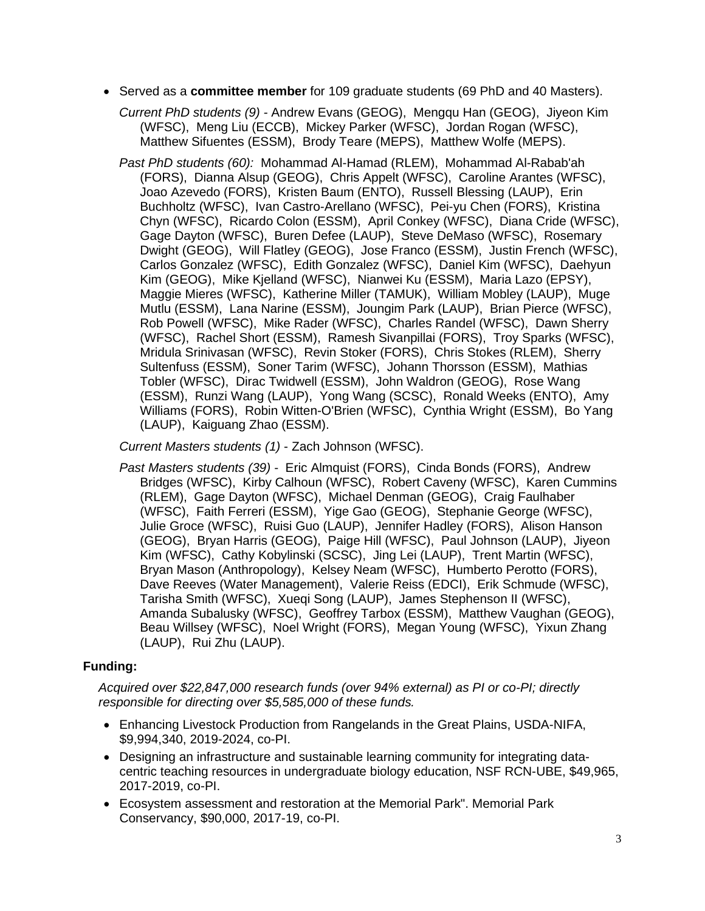- Served as a **committee member** for 109 graduate students (69 PhD and 40 Masters).

  *Current PhD students (9)* - Andrew Evans (GEOG), Mengqu Han (GEOG), Jiyeon Kim (WFSC), Meng Liu (ECCB), Mickey Parker (WFSC), Jordan Rogan (WFSC), Matthew Sifuentes (ESSM), Brody Teare (MEPS), Matthew Wolfe (MEPS).

  *Past PhD students (60):* Mohammad Al-Hamad (RLEM), Mohammad Al-Rabab'ah (FORS), Dianna Alsup (GEOG), Chris Appelt (WFSC), Caroline Arantes (WFSC), Joao Azevedo (FORS), Kristen Baum (ENTO), Russell Blessing (LAUP), Erin Buchholtz (WFSC), Ivan Castro-Arellano (WFSC), Pei-yu Chen (FORS), Kristina Chyn (WFSC), Ricardo Colon (ESSM), April Conkey (WFSC), Diana Cride (WFSC), Gage Dayton (WFSC), Buren Defee (LAUP), Steve DeMaso (WFSC), Rosemary Dwight (GEOG), Will Flatley (GEOG), Jose Franco (ESSM), Justin French (WFSC), Carlos Gonzalez (WFSC), Edith Gonzalez (WFSC), Daniel Kim (WFSC), Daehyun Kim (GEOG), Mike Kjelland (WFSC), Nianwei Ku (ESSM), Maria Lazo (EPSY), Maggie Mieres (WFSC), Katherine Miller (TAMUK), William Mobley (LAUP), Muge Mutlu (ESSM), Lana Narine (ESSM), Joungim Park (LAUP), Brian Pierce (WFSC), Rob Powell (WFSC), Mike Rader (WFSC), Charles Randel (WFSC), Dawn Sherry (WFSC), Rachel Short (ESSM), Ramesh Sivanpillai (FORS), Troy Sparks (WFSC), Mridula Srinivasan (WFSC), Revin Stoker (FORS), Chris Stokes (RLEM), Sherry Sultenfuss (ESSM), Soner Tarim (WFSC), Johann Thorsson (ESSM), Mathias Tobler (WFSC), Dirac Twidwell (ESSM), John Waldron (GEOG), Rose Wang (ESSM), Runzi Wang (LAUP), Yong Wang (SCSC), Ronald Weeks (ENTO), Amy Williams (FORS), Robin Witten-O'Brien (WFSC), Cynthia Wright (ESSM), Bo Yang (LAUP), Kaiguang Zhao (ESSM).

  *Current Masters students (1)* - Zach Johnson (WFSC).

  *Past Masters students (39)* - Eric Almquist (FORS), Cinda Bonds (FORS), Andrew Bridges (WFSC), Kirby Calhoun (WFSC), Robert Caveny (WFSC), Karen Cummins (RLEM), Gage Dayton (WFSC), Michael Denman (GEOG), Craig Faulhaber (WFSC), Faith Ferreri (ESSM), Yige Gao (GEOG), Stephanie George (WFSC), Julie Groce (WFSC), Ruisi Guo (LAUP), Jennifer Hadley (FORS), Alison Hanson (GEOG), Bryan Harris (GEOG), Paige Hill (WFSC), Paul Johnson (LAUP), Jiyeon Kim (WFSC), Cathy Kobylinski (SCSC), Jing Lei (LAUP), Trent Martin (WFSC), Bryan Mason (Anthropology), Kelsey Neam (WFSC), Humberto Perotto (FORS), Dave Reeves (Water Management), Valerie Reiss (EDCI), Erik Schmude (WFSC), Tarisha Smith (WFSC), Xueqi Song (LAUP), James Stephenson II (WFSC), Amanda Subalusky (WFSC), Geoffrey Tarbox (ESSM), Matthew Vaughan (GEOG), Beau Willsey (WFSC), Noel Wright (FORS), Megan Young (WFSC), Yixun Zhang (LAUP), Rui Zhu (LAUP).

## Funding:

*Acquired over $22,847,000 research funds (over 94% external) as PI or co-PI; directly responsible for directing over $5,585,000 of these funds.*

- Enhancing Livestock Production from Rangelands in the Great Plains, USDA-NIFA, $9,994,340, 2019-2024, co-PI.
- Designing an infrastructure and sustainable learning community for integrating data-centric teaching resources in undergraduate biology education, NSF RCN-UBE, $49,965, 2017-2019, co-PI.
- Ecosystem assessment and restoration at the Memorial Park". Memorial Park Conservancy, $90,000, 2017-19, co-PI.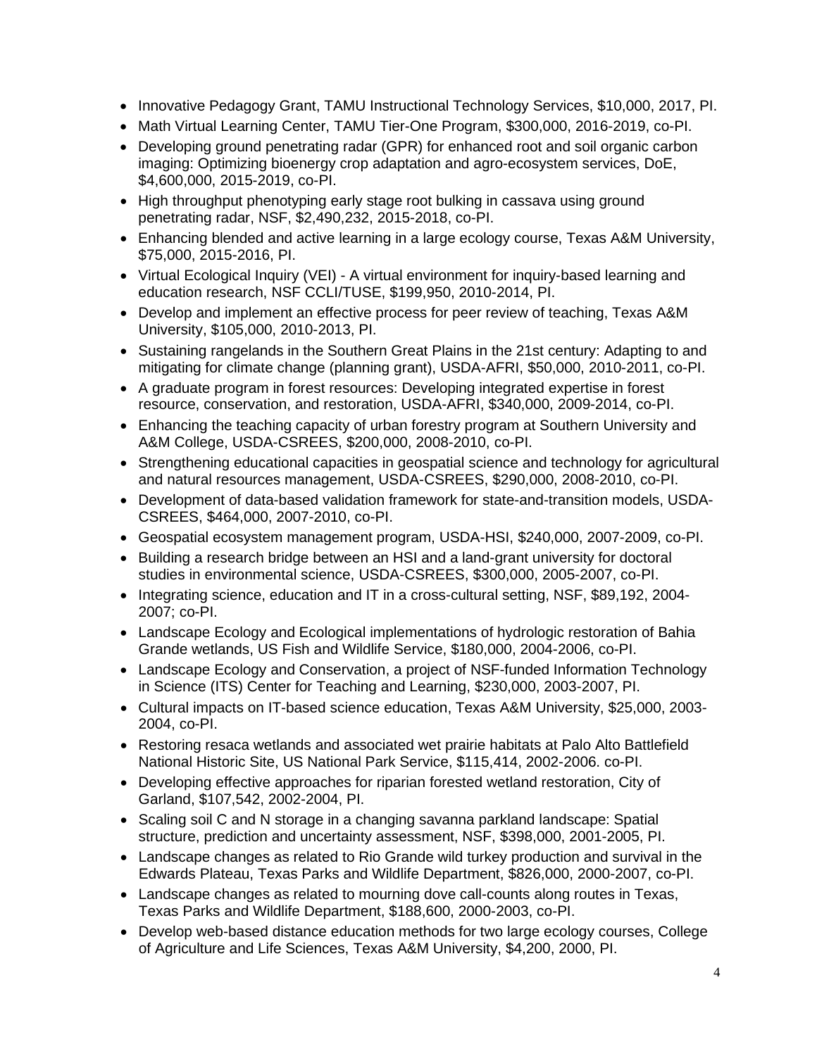- Innovative Pedagogy Grant, TAMU Instructional Technology Services, $10,000, 2017, PI.
- Math Virtual Learning Center, TAMU Tier-One Program, $300,000, 2016-2019, co-PI.
- Developing ground penetrating radar (GPR) for enhanced root and soil organic carbon imaging: Optimizing bioenergy crop adaptation and agro-ecosystem services, DoE, $4,600,000, 2015-2019, co-PI.
- High throughput phenotyping early stage root bulking in cassava using ground penetrating radar, NSF, $2,490,232, 2015-2018, co-PI.
- Enhancing blended and active learning in a large ecology course, Texas A&M University, $75,000, 2015-2016, PI.
- Virtual Ecological Inquiry (VEI) - A virtual environment for inquiry-based learning and education research, NSF CCLI/TUSE, $199,950, 2010-2014, PI.
- Develop and implement an effective process for peer review of teaching, Texas A&M University, $105,000, 2010-2013, PI.
- Sustaining rangelands in the Southern Great Plains in the 21st century: Adapting to and mitigating for climate change (planning grant), USDA-AFRI, $50,000, 2010-2011, co-PI.
- A graduate program in forest resources: Developing integrated expertise in forest resource, conservation, and restoration, USDA-AFRI, $340,000, 2009-2014, co-PI.
- Enhancing the teaching capacity of urban forestry program at Southern University and A&M College, USDA-CSREES, $200,000, 2008-2010, co-PI.
- Strengthening educational capacities in geospatial science and technology for agricultural and natural resources management, USDA-CSREES, $290,000, 2008-2010, co-PI.
- Development of data-based validation framework for state-and-transition models, USDA-CSREES, $464,000, 2007-2010, co-PI.
- Geospatial ecosystem management program, USDA-HSI, $240,000, 2007-2009, co-PI.
- Building a research bridge between an HSI and a land-grant university for doctoral studies in environmental science, USDA-CSREES, $300,000, 2005-2007, co-PI.
- Integrating science, education and IT in a cross-cultural setting, NSF, $89,192, 2004-2007; co-PI.
- Landscape Ecology and Ecological implementations of hydrologic restoration of Bahia Grande wetlands, US Fish and Wildlife Service, $180,000, 2004-2006, co-PI.
- Landscape Ecology and Conservation, a project of NSF-funded Information Technology in Science (ITS) Center for Teaching and Learning, $230,000, 2003-2007, PI.
- Cultural impacts on IT-based science education, Texas A&M University, $25,000, 2003-2004, co-PI.
- Restoring resaca wetlands and associated wet prairie habitats at Palo Alto Battlefield National Historic Site, US National Park Service, $115,414, 2002-2006. co-PI.
- Developing effective approaches for riparian forested wetland restoration, City of Garland, $107,542, 2002-2004, PI.
- Scaling soil C and N storage in a changing savanna parkland landscape: Spatial structure, prediction and uncertainty assessment, NSF, $398,000, 2001-2005, PI.
- Landscape changes as related to Rio Grande wild turkey production and survival in the Edwards Plateau, Texas Parks and Wildlife Department, $826,000, 2000-2007, co-PI.
- Landscape changes as related to mourning dove call-counts along routes in Texas, Texas Parks and Wildlife Department, $188,600, 2000-2003, co-PI.
- Develop web-based distance education methods for two large ecology courses, College of Agriculture and Life Sciences, Texas A&M University, $4,200, 2000, PI.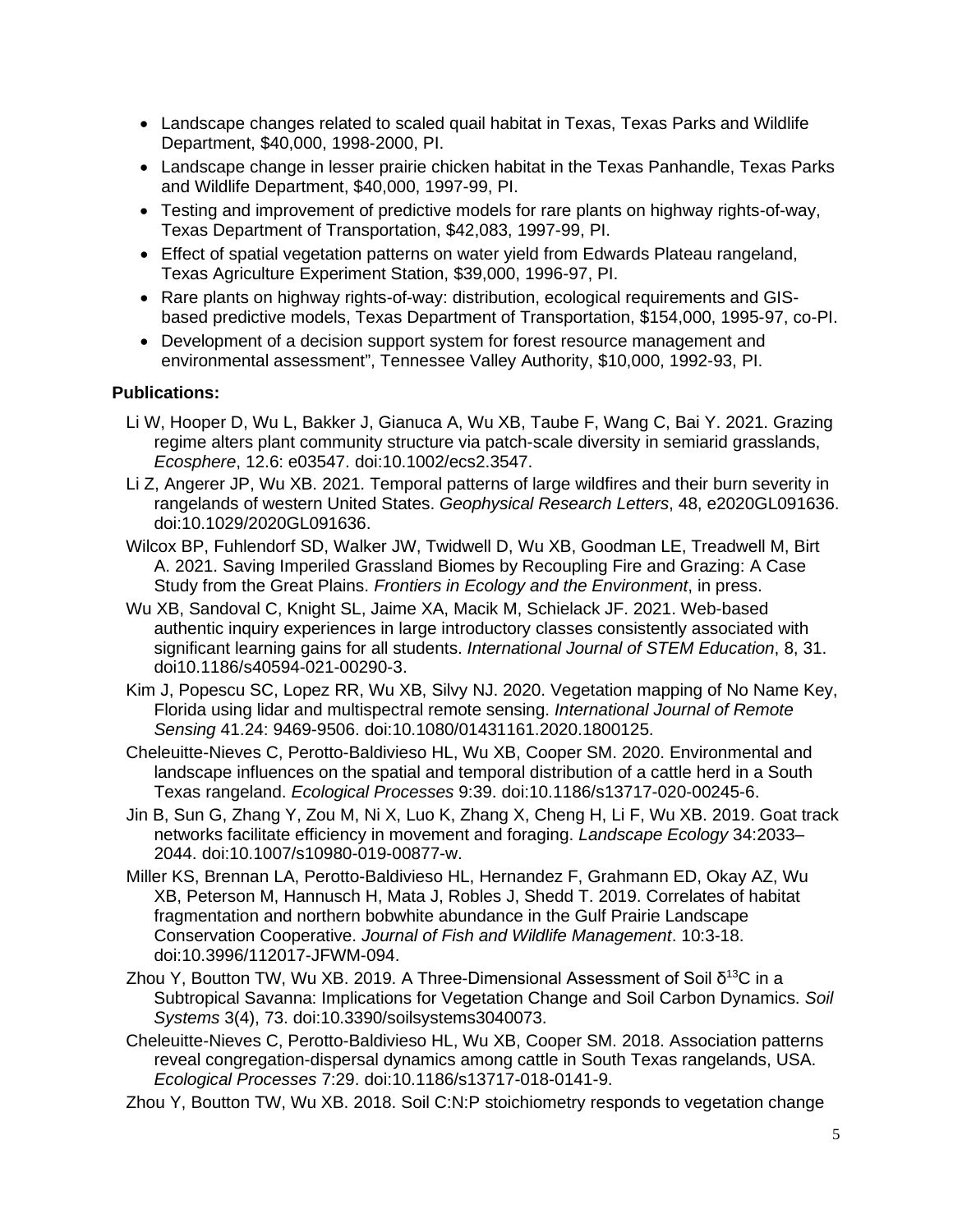- Landscape changes related to scaled quail habitat in Texas, Texas Parks and Wildlife Department, $40,000, 1998-2000, PI.
- Landscape change in lesser prairie chicken habitat in the Texas Panhandle, Texas Parks and Wildlife Department, $40,000, 1997-99, PI.
- Testing and improvement of predictive models for rare plants on highway rights-of-way, Texas Department of Transportation, $42,083, 1997-99, PI.
- Effect of spatial vegetation patterns on water yield from Edwards Plateau rangeland, Texas Agriculture Experiment Station, $39,000, 1996-97, PI.
- Rare plants on highway rights-of-way: distribution, ecological requirements and GIS-based predictive models, Texas Department of Transportation, $154,000, 1995-97, co-PI.
- Development of a decision support system for forest resource management and environmental assessment", Tennessee Valley Authority, $10,000, 1992-93, PI.

**Publications:**

Li W, Hooper D, Wu L, Bakker J, Gianuca A, Wu XB, Taube F, Wang C, Bai Y. 2021. Grazing regime alters plant community structure via patch-scale diversity in semiarid grasslands, *Ecosphere*, 12.6: e03547. doi:10.1002/ecs2.3547.

Li Z, Angerer JP, Wu XB. 2021. Temporal patterns of large wildfires and their burn severity in rangelands of western United States. *Geophysical Research Letters*, 48, e2020GL091636. doi:10.1029/2020GL091636.

Wilcox BP, Fuhlendorf SD, Walker JW, Twidwell D, Wu XB, Goodman LE, Treadwell M, Birt A. 2021. Saving Imperiled Grassland Biomes by Recoupling Fire and Grazing: A Case Study from the Great Plains. *Frontiers in Ecology and the Environment*, in press.

Wu XB, Sandoval C, Knight SL, Jaime XA, Macik M, Schielack JF. 2021. Web-based authentic inquiry experiences in large introductory classes consistently associated with significant learning gains for all students. *International Journal of STEM Education*, 8, 31. doi10.1186/s40594-021-00290-3.

Kim J, Popescu SC, Lopez RR, Wu XB, Silvy NJ. 2020. Vegetation mapping of No Name Key, Florida using lidar and multispectral remote sensing. *International Journal of Remote Sensing* 41.24: 9469-9506. doi:10.1080/01431161.2020.1800125.

Cheleuitte-Nieves C, Perotto-Baldivieso HL, Wu XB, Cooper SM. 2020. Environmental and landscape influences on the spatial and temporal distribution of a cattle herd in a South Texas rangeland. *Ecological Processes* 9:39. doi:10.1186/s13717-020-00245-6.

Jin B, Sun G, Zhang Y, Zou M, Ni X, Luo K, Zhang X, Cheng H, Li F, Wu XB. 2019. Goat track networks facilitate efficiency in movement and foraging. *Landscape Ecology* 34:2033–2044. doi:10.1007/s10980-019-00877-w.

Miller KS, Brennan LA, Perotto-Baldivieso HL, Hernandez F, Grahmann ED, Okay AZ, Wu XB, Peterson M, Hannusch H, Mata J, Robles J, Shedd T. 2019. Correlates of habitat fragmentation and northern bobwhite abundance in the Gulf Prairie Landscape Conservation Cooperative. *Journal of Fish and Wildlife Management*. 10:3-18. doi:10.3996/112017-JFWM-094.

Zhou Y, Boutton TW, Wu XB. 2019. A Three-Dimensional Assessment of Soil $\delta^{13}C$ in a Subtropical Savanna: Implications for Vegetation Change and Soil Carbon Dynamics. *Soil Systems* 3(4), 73. doi:10.3390/soilsystems3040073.

Cheleuitte-Nieves C, Perotto-Baldivieso HL, Wu XB, Cooper SM. 2018. Association patterns reveal congregation-dispersal dynamics among cattle in South Texas rangelands, USA. *Ecological Processes* 7:29. doi:10.1186/s13717-018-0141-9.

Zhou Y, Boutton TW, Wu XB. 2018. Soil C:N:P stoichiometry responds to vegetation change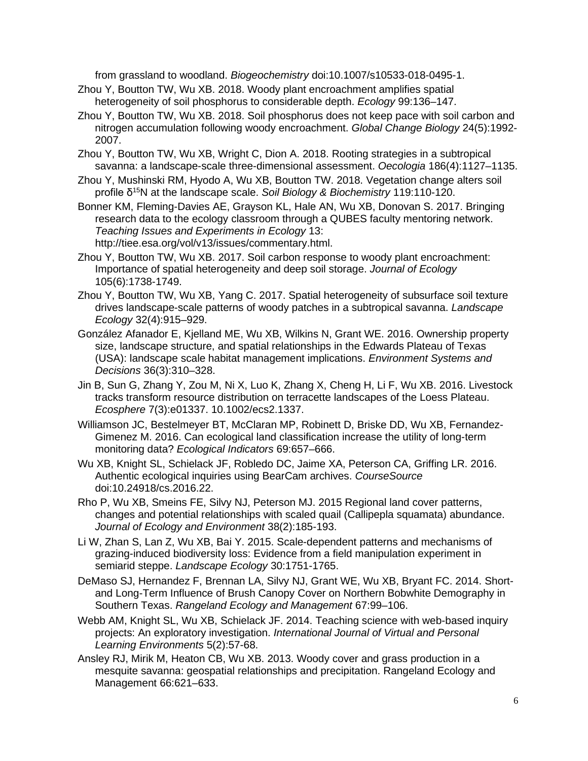from grassland to woodland. *Biogeochemistry* doi:10.1007/s10533-018-0495-1.

Zhou Y, Boutton TW, Wu XB. 2018. Woody plant encroachment amplifies spatial heterogeneity of soil phosphorus to considerable depth. *Ecology* 99:136–147.

Zhou Y, Boutton TW, Wu XB. 2018. Soil phosphorus does not keep pace with soil carbon and nitrogen accumulation following woody encroachment. *Global Change Biology* 24(5):1992-2007.

Zhou Y, Boutton TW, Wu XB, Wright C, Dion A. 2018. Rooting strategies in a subtropical savanna: a landscape-scale three-dimensional assessment. *Oecologia* 186(4):1127–1135.

Zhou Y, Mushinski RM, Hyodo A, Wu XB, Boutton TW. 2018. Vegetation change alters soil profile $\delta^{15}$N at the landscape scale. *Soil Biology & Biochemistry* 119:110-120.

Bonner KM, Fleming-Davies AE, Grayson KL, Hale AN, Wu XB, Donovan S. 2017. Bringing research data to the ecology classroom through a QUBES faculty mentoring network. *Teaching Issues and Experiments in Ecology* 13: http://tiee.esa.org/vol/v13/issues/commentary.html.

Zhou Y, Boutton TW, Wu XB. 2017. Soil carbon response to woody plant encroachment: Importance of spatial heterogeneity and deep soil storage. *Journal of Ecology* 105(6):1738-1749.

Zhou Y, Boutton TW, Wu XB, Yang C. 2017. Spatial heterogeneity of subsurface soil texture drives landscape-scale patterns of woody patches in a subtropical savanna. *Landscape Ecology* 32(4):915–929.

González Afanador E, Kjelland ME, Wu XB, Wilkins N, Grant WE. 2016. Ownership property size, landscape structure, and spatial relationships in the Edwards Plateau of Texas (USA): landscape scale habitat management implications. *Environment Systems and Decisions* 36(3):310–328.

Jin B, Sun G, Zhang Y, Zou M, Ni X, Luo K, Zhang X, Cheng H, Li F, Wu XB. 2016. Livestock tracks transform resource distribution on terracette landscapes of the Loess Plateau. *Ecosphere* 7(3):e01337. 10.1002/ecs2.1337.

Williamson JC, Bestelmeyer BT, McClaran MP, Robinett D, Briske DD, Wu XB, Fernandez-Gimenez M. 2016. Can ecological land classification increase the utility of long-term monitoring data? *Ecological Indicators* 69:657–666.

Wu XB, Knight SL, Schielack JF, Robledo DC, Jaime XA, Peterson CA, Griffing LR. 2016. Authentic ecological inquiries using BearCam archives. *CourseSource* doi:10.24918/cs.2016.22.

Rho P, Wu XB, Smeins FE, Silvy NJ, Peterson MJ. 2015 Regional land cover patterns, changes and potential relationships with scaled quail (Callipepla squamata) abundance. *Journal of Ecology and Environment* 38(2):185-193.

Li W, Zhan S, Lan Z, Wu XB, Bai Y. 2015. Scale-dependent patterns and mechanisms of grazing-induced biodiversity loss: Evidence from a field manipulation experiment in semiarid steppe. *Landscape Ecology* 30:1751-1765.

DeMaso SJ, Hernandez F, Brennan LA, Silvy NJ, Grant WE, Wu XB, Bryant FC. 2014. Short- and Long-Term Influence of Brush Canopy Cover on Northern Bobwhite Demography in Southern Texas. *Rangeland Ecology and Management* 67:99–106.

Webb AM, Knight SL, Wu XB, Schielack JF. 2014. Teaching science with web-based inquiry projects: An exploratory investigation. *International Journal of Virtual and Personal Learning Environments* 5(2):57-68.

Ansley RJ, Mirik M, Heaton CB, Wu XB. 2013. Woody cover and grass production in a mesquite savanna: geospatial relationships and precipitation. Rangeland Ecology and Management 66:621–633.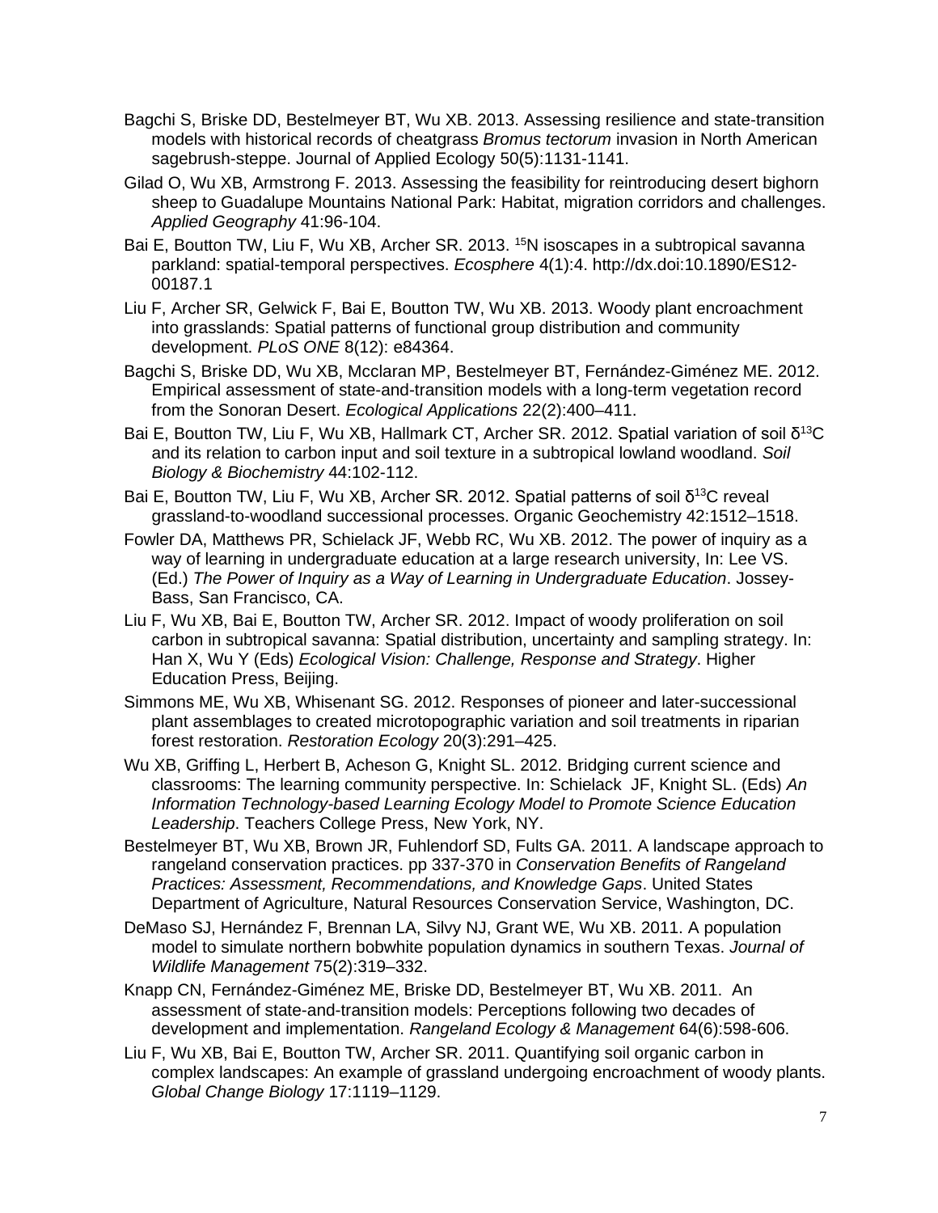Bagchi S, Briske DD, Bestelmeyer BT, Wu XB. 2013. Assessing resilience and state-transition models with historical records of cheatgrass *Bromus tectorum* invasion in North American sagebrush-steppe. Journal of Applied Ecology 50(5):1131-1141.

Gilad O, Wu XB, Armstrong F. 2013. Assessing the feasibility for reintroducing desert bighorn sheep to Guadalupe Mountains National Park: Habitat, migration corridors and challenges. *Applied Geography* 41:96-104.

Bai E, Boutton TW, Liu F, Wu XB, Archer SR. 2013. $^{15}$N isoscapes in a subtropical savanna parkland: spatial-temporal perspectives. *Ecosphere* 4(1):4. http://dx.doi:10.1890/ES12-00187.1

Liu F, Archer SR, Gelwick F, Bai E, Boutton TW, Wu XB. 2013. Woody plant encroachment into grasslands: Spatial patterns of functional group distribution and community development. *PLoS ONE* 8(12): e84364.

Bagchi S, Briske DD, Wu XB, Mcclaran MP, Bestelmeyer BT, Fernández-Giménez ME. 2012. Empirical assessment of state-and-transition models with a long-term vegetation record from the Sonoran Desert. *Ecological Applications* 22(2):400–411.

Bai E, Boutton TW, Liu F, Wu XB, Hallmark CT, Archer SR. 2012. Spatial variation of soil $\delta^{13}$C and its relation to carbon input and soil texture in a subtropical lowland woodland. *Soil Biology & Biochemistry* 44:102-112.

Bai E, Boutton TW, Liu F, Wu XB, Archer SR. 2012. Spatial patterns of soil $\delta^{13}$C reveal grassland-to-woodland successional processes. Organic Geochemistry 42:1512–1518.

Fowler DA, Matthews PR, Schielack JF, Webb RC, Wu XB. 2012. The power of inquiry as a way of learning in undergraduate education at a large research university, In: Lee VS. (Ed.) *The Power of Inquiry as a Way of Learning in Undergraduate Education*. Jossey-Bass, San Francisco, CA.

Liu F, Wu XB, Bai E, Boutton TW, Archer SR. 2012. Impact of woody proliferation on soil carbon in subtropical savanna: Spatial distribution, uncertainty and sampling strategy. In: Han X, Wu Y (Eds) *Ecological Vision: Challenge, Response and Strategy*. Higher Education Press, Beijing.

Simmons ME, Wu XB, Whisenant SG. 2012. Responses of pioneer and later-successional plant assemblages to created microtopographic variation and soil treatments in riparian forest restoration. *Restoration Ecology* 20(3):291–425.

Wu XB, Griffing L, Herbert B, Acheson G, Knight SL. 2012. Bridging current science and classrooms: The learning community perspective. In: Schielack JF, Knight SL. (Eds) *An Information Technology-based Learning Ecology Model to Promote Science Education Leadership*. Teachers College Press, New York, NY.

Bestelmeyer BT, Wu XB, Brown JR, Fuhlendorf SD, Fults GA. 2011. A landscape approach to rangeland conservation practices. pp 337-370 in *Conservation Benefits of Rangeland Practices: Assessment, Recommendations, and Knowledge Gaps*. United States Department of Agriculture, Natural Resources Conservation Service, Washington, DC.

DeMaso SJ, Hernández F, Brennan LA, Silvy NJ, Grant WE, Wu XB. 2011. A population model to simulate northern bobwhite population dynamics in southern Texas. *Journal of Wildlife Management* 75(2):319–332.

Knapp CN, Fernández-Giménez ME, Briske DD, Bestelmeyer BT, Wu XB. 2011. An assessment of state-and-transition models: Perceptions following two decades of development and implementation. *Rangeland Ecology & Management* 64(6):598-606.

Liu F, Wu XB, Bai E, Boutton TW, Archer SR. 2011. Quantifying soil organic carbon in complex landscapes: An example of grassland undergoing encroachment of woody plants. *Global Change Biology* 17:1119–1129.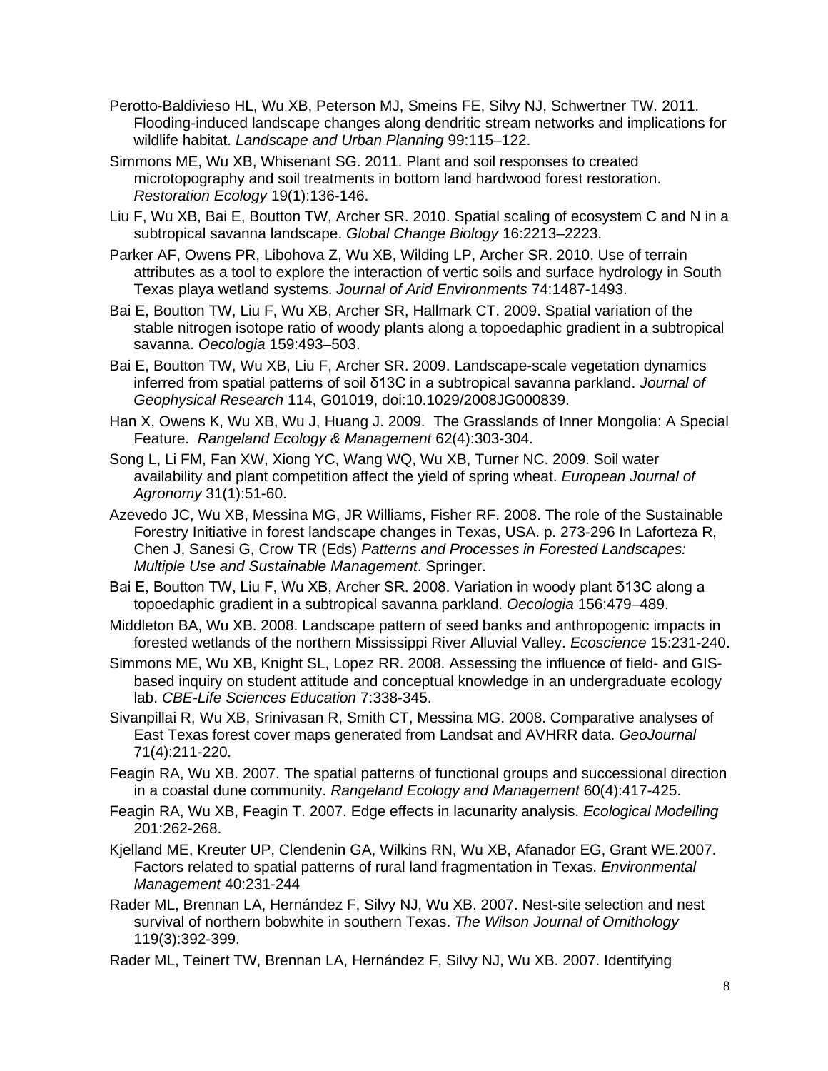Perotto-Baldivieso HL, Wu XB, Peterson MJ, Smeins FE, Silvy NJ, Schwertner TW. 2011. Flooding-induced landscape changes along dendritic stream networks and implications for wildlife habitat. *Landscape and Urban Planning* 99:115–122.

Simmons ME, Wu XB, Whisenant SG. 2011. Plant and soil responses to created microtopography and soil treatments in bottom land hardwood forest restoration. *Restoration Ecology* 19(1):136-146.

Liu F, Wu XB, Bai E, Boutton TW, Archer SR. 2010. Spatial scaling of ecosystem C and N in a subtropical savanna landscape. *Global Change Biology* 16:2213–2223.

Parker AF, Owens PR, Libohova Z, Wu XB, Wilding LP, Archer SR. 2010. Use of terrain attributes as a tool to explore the interaction of vertic soils and surface hydrology in South Texas playa wetland systems. *Journal of Arid Environments* 74:1487-1493.

Bai E, Boutton TW, Liu F, Wu XB, Archer SR, Hallmark CT. 2009. Spatial variation of the stable nitrogen isotope ratio of woody plants along a topoedaphic gradient in a subtropical savanna. *Oecologia* 159:493–503.

Bai E, Boutton TW, Wu XB, Liu F, Archer SR. 2009. Landscape-scale vegetation dynamics inferred from spatial patterns of soil δ13C in a subtropical savanna parkland. *Journal of Geophysical Research* 114, G01019, doi:10.1029/2008JG000839.

Han X, Owens K, Wu XB, Wu J, Huang J. 2009. The Grasslands of Inner Mongolia: A Special Feature. *Rangeland Ecology & Management* 62(4):303-304.

Song L, Li FM, Fan XW, Xiong YC, Wang WQ, Wu XB, Turner NC. 2009. Soil water availability and plant competition affect the yield of spring wheat. *European Journal of Agronomy* 31(1):51-60.

Azevedo JC, Wu XB, Messina MG, JR Williams, Fisher RF. 2008. The role of the Sustainable Forestry Initiative in forest landscape changes in Texas, USA. p. 273-296 In Laforteza R, Chen J, Sanesi G, Crow TR (Eds) *Patterns and Processes in Forested Landscapes: Multiple Use and Sustainable Management*. Springer.

Bai E, Boutton TW, Liu F, Wu XB, Archer SR. 2008. Variation in woody plant δ13C along a topoedaphic gradient in a subtropical savanna parkland. *Oecologia* 156:479–489.

Middleton BA, Wu XB. 2008. Landscape pattern of seed banks and anthropogenic impacts in forested wetlands of the northern Mississippi River Alluvial Valley. *Ecoscience* 15:231-240.

Simmons ME, Wu XB, Knight SL, Lopez RR. 2008. Assessing the influence of field- and GIS-based inquiry on student attitude and conceptual knowledge in an undergraduate ecology lab. *CBE-Life Sciences Education* 7:338-345.

Sivanpillai R, Wu XB, Srinivasan R, Smith CT, Messina MG. 2008. Comparative analyses of East Texas forest cover maps generated from Landsat and AVHRR data. *GeoJournal* 71(4):211-220.

Feagin RA, Wu XB. 2007. The spatial patterns of functional groups and successional direction in a coastal dune community. *Rangeland Ecology and Management* 60(4):417-425.

Feagin RA, Wu XB, Feagin T. 2007. Edge effects in lacunarity analysis. *Ecological Modelling* 201:262-268.

Kjelland ME, Kreuter UP, Clendenin GA, Wilkins RN, Wu XB, Afanador EG, Grant WE.2007. Factors related to spatial patterns of rural land fragmentation in Texas. *Environmental Management* 40:231-244

Rader ML, Brennan LA, Hernández F, Silvy NJ, Wu XB. 2007. Nest-site selection and nest survival of northern bobwhite in southern Texas. *The Wilson Journal of Ornithology* 119(3):392-399.

Rader ML, Teinert TW, Brennan LA, Hernández F, Silvy NJ, Wu XB. 2007. Identifying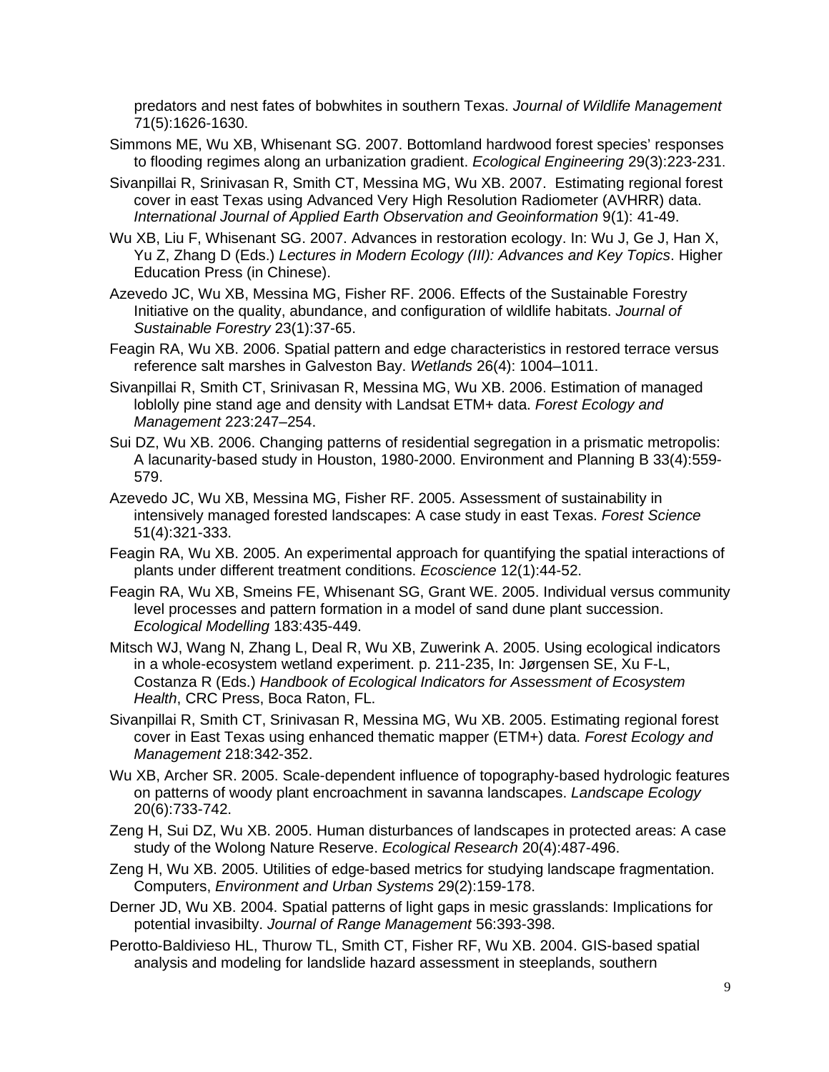predators and nest fates of bobwhites in southern Texas. *Journal of Wildlife Management* 71(5):1626-1630.

Simmons ME, Wu XB, Whisenant SG. 2007. Bottomland hardwood forest species' responses to flooding regimes along an urbanization gradient. *Ecological Engineering* 29(3):223-231.

Sivanpillai R, Srinivasan R, Smith CT, Messina MG, Wu XB. 2007. Estimating regional forest cover in east Texas using Advanced Very High Resolution Radiometer (AVHRR) data. *International Journal of Applied Earth Observation and Geoinformation* 9(1): 41-49.

Wu XB, Liu F, Whisenant SG. 2007. Advances in restoration ecology. In: Wu J, Ge J, Han X, Yu Z, Zhang D (Eds.) *Lectures in Modern Ecology (III): Advances and Key Topics*. Higher Education Press (in Chinese).

Azevedo JC, Wu XB, Messina MG, Fisher RF. 2006. Effects of the Sustainable Forestry Initiative on the quality, abundance, and configuration of wildlife habitats. *Journal of Sustainable Forestry* 23(1):37-65.

Feagin RA, Wu XB. 2006. Spatial pattern and edge characteristics in restored terrace versus reference salt marshes in Galveston Bay. *Wetlands* 26(4): 1004–1011.

Sivanpillai R, Smith CT, Srinivasan R, Messina MG, Wu XB. 2006. Estimation of managed loblolly pine stand age and density with Landsat ETM+ data. *Forest Ecology and Management* 223:247–254.

Sui DZ, Wu XB. 2006. Changing patterns of residential segregation in a prismatic metropolis: A lacunarity-based study in Houston, 1980-2000. Environment and Planning B 33(4):559-579.

Azevedo JC, Wu XB, Messina MG, Fisher RF. 2005. Assessment of sustainability in intensively managed forested landscapes: A case study in east Texas. *Forest Science* 51(4):321-333.

Feagin RA, Wu XB. 2005. An experimental approach for quantifying the spatial interactions of plants under different treatment conditions. *Ecoscience* 12(1):44-52.

Feagin RA, Wu XB, Smeins FE, Whisenant SG, Grant WE. 2005. Individual versus community level processes and pattern formation in a model of sand dune plant succession. *Ecological Modelling* 183:435-449.

Mitsch WJ, Wang N, Zhang L, Deal R, Wu XB, Zuwerink A. 2005. Using ecological indicators in a whole-ecosystem wetland experiment. p. 211-235, In: Jørgensen SE, Xu F-L, Costanza R (Eds.) *Handbook of Ecological Indicators for Assessment of Ecosystem Health*, CRC Press, Boca Raton, FL.

Sivanpillai R, Smith CT, Srinivasan R, Messina MG, Wu XB. 2005. Estimating regional forest cover in East Texas using enhanced thematic mapper (ETM+) data. *Forest Ecology and Management* 218:342-352.

Wu XB, Archer SR. 2005. Scale-dependent influence of topography-based hydrologic features on patterns of woody plant encroachment in savanna landscapes. *Landscape Ecology* 20(6):733-742.

Zeng H, Sui DZ, Wu XB. 2005. Human disturbances of landscapes in protected areas: A case study of the Wolong Nature Reserve. *Ecological Research* 20(4):487-496.

Zeng H, Wu XB. 2005. Utilities of edge-based metrics for studying landscape fragmentation. Computers, *Environment and Urban Systems* 29(2):159-178.

Derner JD, Wu XB. 2004. Spatial patterns of light gaps in mesic grasslands: Implications for potential invasibilty. *Journal of Range Management* 56:393-398.

Perotto-Baldivieso HL, Thurow TL, Smith CT, Fisher RF, Wu XB. 2004. GIS-based spatial analysis and modeling for landslide hazard assessment in steeplands, southern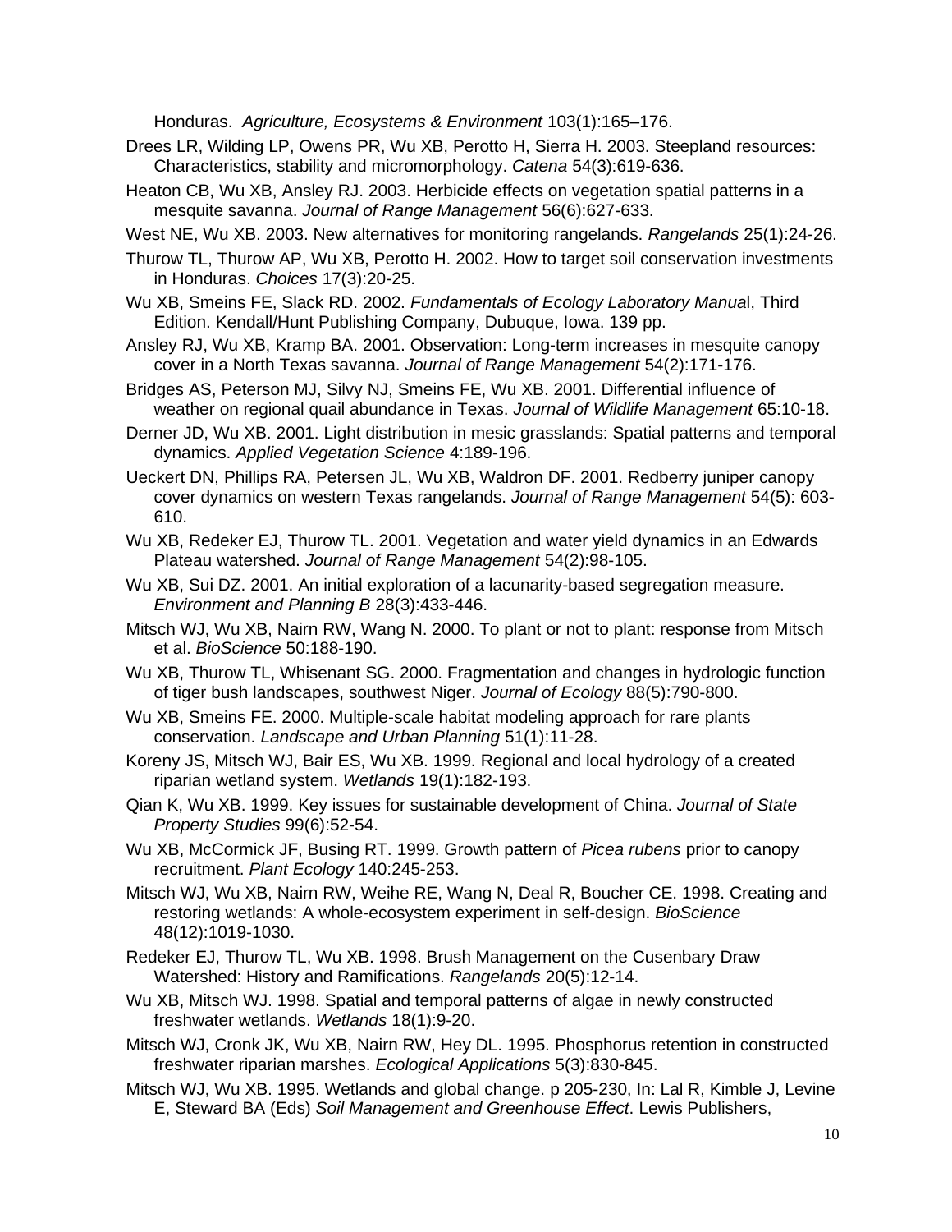Honduras. *Agriculture, Ecosystems & Environment* 103(1):165–176.

Drees LR, Wilding LP, Owens PR, Wu XB, Perotto H, Sierra H. 2003. Steepland resources: Characteristics, stability and micromorphology. *Catena* 54(3):619-636.

Heaton CB, Wu XB, Ansley RJ. 2003. Herbicide effects on vegetation spatial patterns in a mesquite savanna. *Journal of Range Management* 56(6):627-633.

West NE, Wu XB. 2003. New alternatives for monitoring rangelands. *Rangelands* 25(1):24-26.

Thurow TL, Thurow AP, Wu XB, Perotto H. 2002. How to target soil conservation investments in Honduras. *Choices* 17(3):20-25.

Wu XB, Smeins FE, Slack RD. 2002. *Fundamentals of Ecology Laboratory Manua*l, Third Edition. Kendall/Hunt Publishing Company, Dubuque, Iowa. 139 pp.

Ansley RJ, Wu XB, Kramp BA. 2001. Observation: Long-term increases in mesquite canopy cover in a North Texas savanna. *Journal of Range Management* 54(2):171-176.

Bridges AS, Peterson MJ, Silvy NJ, Smeins FE, Wu XB. 2001. Differential influence of weather on regional quail abundance in Texas. *Journal of Wildlife Management* 65:10-18.

Derner JD, Wu XB. 2001. Light distribution in mesic grasslands: Spatial patterns and temporal dynamics. *Applied Vegetation Science* 4:189-196.

Ueckert DN, Phillips RA, Petersen JL, Wu XB, Waldron DF. 2001. Redberry juniper canopy cover dynamics on western Texas rangelands. *Journal of Range Management* 54(5): 603-610.

Wu XB, Redeker EJ, Thurow TL. 2001. Vegetation and water yield dynamics in an Edwards Plateau watershed. *Journal of Range Management* 54(2):98-105.

Wu XB, Sui DZ. 2001. An initial exploration of a lacunarity-based segregation measure. *Environment and Planning B* 28(3):433-446.

Mitsch WJ, Wu XB, Nairn RW, Wang N. 2000. To plant or not to plant: response from Mitsch et al. *BioScience* 50:188-190.

Wu XB, Thurow TL, Whisenant SG. 2000. Fragmentation and changes in hydrologic function of tiger bush landscapes, southwest Niger. *Journal of Ecology* 88(5):790-800.

Wu XB, Smeins FE. 2000. Multiple-scale habitat modeling approach for rare plants conservation. *Landscape and Urban Planning* 51(1):11-28.

Koreny JS, Mitsch WJ, Bair ES, Wu XB. 1999. Regional and local hydrology of a created riparian wetland system. *Wetlands* 19(1):182-193.

Qian K, Wu XB. 1999. Key issues for sustainable development of China. *Journal of State Property Studies* 99(6):52-54.

Wu XB, McCormick JF, Busing RT. 1999. Growth pattern of *Picea rubens* prior to canopy recruitment. *Plant Ecology* 140:245-253.

Mitsch WJ, Wu XB, Nairn RW, Weihe RE, Wang N, Deal R, Boucher CE. 1998. Creating and restoring wetlands: A whole-ecosystem experiment in self-design. *BioScience* 48(12):1019-1030.

Redeker EJ, Thurow TL, Wu XB. 1998. Brush Management on the Cusenbary Draw Watershed: History and Ramifications. *Rangelands* 20(5):12-14.

Wu XB, Mitsch WJ. 1998. Spatial and temporal patterns of algae in newly constructed freshwater wetlands. *Wetlands* 18(1):9-20.

Mitsch WJ, Cronk JK, Wu XB, Nairn RW, Hey DL. 1995. Phosphorus retention in constructed freshwater riparian marshes. *Ecological Applications* 5(3):830-845.

Mitsch WJ, Wu XB. 1995. Wetlands and global change. p 205-230, In: Lal R, Kimble J, Levine E, Steward BA (Eds) *Soil Management and Greenhouse Effect*. Lewis Publishers,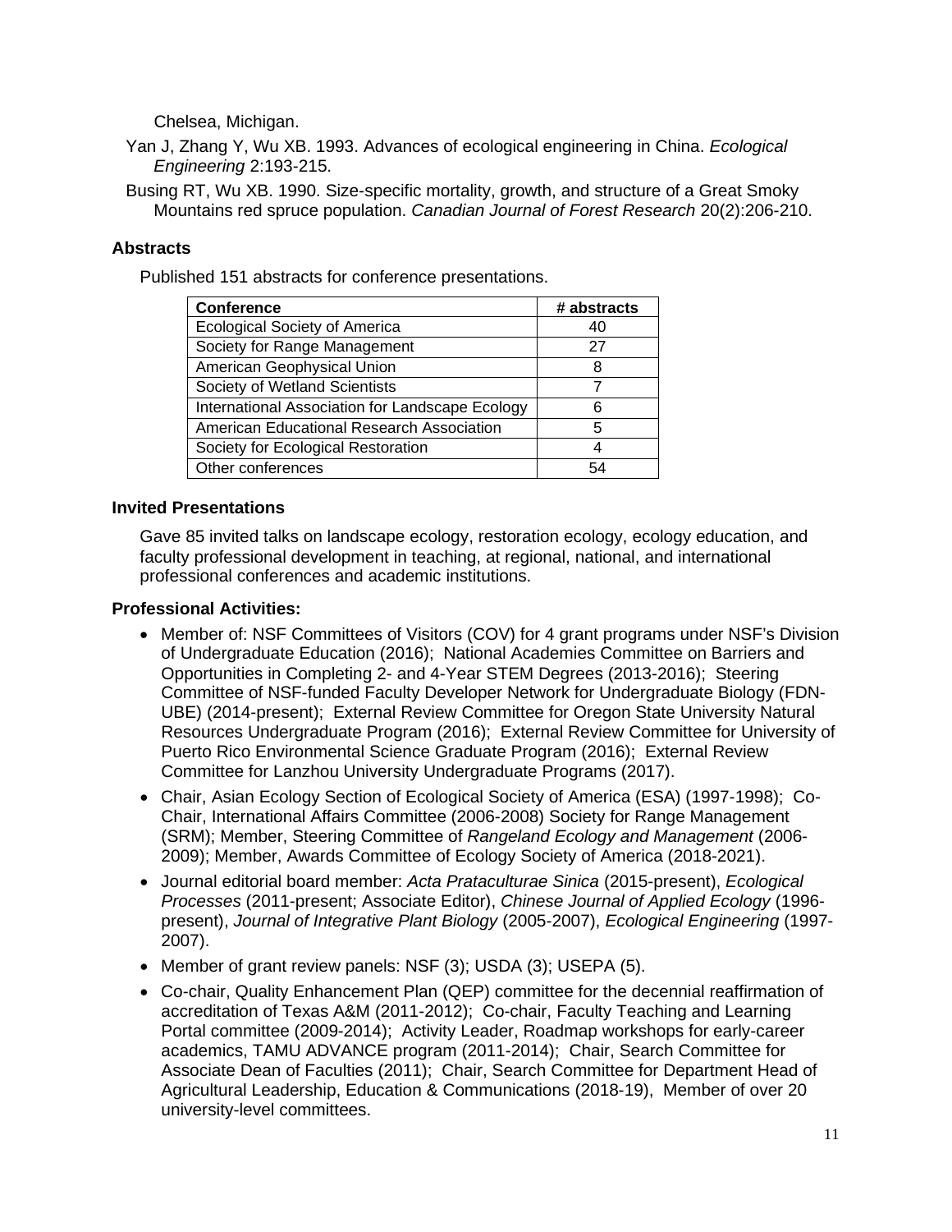Chelsea, Michigan.

Yan J, Zhang Y, Wu XB. 1993. Advances of ecological engineering in China. *Ecological Engineering* 2:193-215.

Busing RT, Wu XB. 1990. Size-specific mortality, growth, and structure of a Great Smoky Mountains red spruce population. *Canadian Journal of Forest Research* 20(2):206-210.

### Abstracts

Published 151 abstracts for conference presentations.

| Conference | # abstracts |
|---|---|
| Ecological Society of America | 40 |
| Society for Range Management | 27 |
| American Geophysical Union | 8 |
| Society of Wetland Scientists | 7 |
| International Association for Landscape Ecology | 6 |
| American Educational Research Association | 5 |
| Society for Ecological Restoration | 4 |
| Other conferences | 54 |

### Invited Presentations

Gave 85 invited talks on landscape ecology, restoration ecology, ecology education, and faculty professional development in teaching, at regional, national, and international professional conferences and academic institutions.

### Professional Activities:

- Member of: NSF Committees of Visitors (COV) for 4 grant programs under NSF's Division of Undergraduate Education (2016); National Academies Committee on Barriers and Opportunities in Completing 2- and 4-Year STEM Degrees (2013-2016); Steering Committee of NSF-funded Faculty Developer Network for Undergraduate Biology (FDN-UBE) (2014-present); External Review Committee for Oregon State University Natural Resources Undergraduate Program (2016); External Review Committee for University of Puerto Rico Environmental Science Graduate Program (2016); External Review Committee for Lanzhou University Undergraduate Programs (2017).
- Chair, Asian Ecology Section of Ecological Society of America (ESA) (1997-1998); Co-Chair, International Affairs Committee (2006-2008) Society for Range Management (SRM); Member, Steering Committee of *Rangeland Ecology and Management* (2006-2009); Member, Awards Committee of Ecology Society of America (2018-2021).
- Journal editorial board member: *Acta Prataculturae Sinica* (2015-present), *Ecological Processes* (2011-present; Associate Editor), *Chinese Journal of Applied Ecology* (1996-present), *Journal of Integrative Plant Biology* (2005-2007), *Ecological Engineering* (1997-2007).
- Member of grant review panels: NSF (3); USDA (3); USEPA (5).
- Co-chair, Quality Enhancement Plan (QEP) committee for the decennial reaffirmation of accreditation of Texas A&M (2011-2012); Co-chair, Faculty Teaching and Learning Portal committee (2009-2014); Activity Leader, Roadmap workshops for early-career academics, TAMU ADVANCE program (2011-2014); Chair, Search Committee for Associate Dean of Faculties (2011); Chair, Search Committee for Department Head of Agricultural Leadership, Education & Communications (2018-19), Member of over 20 university-level committees.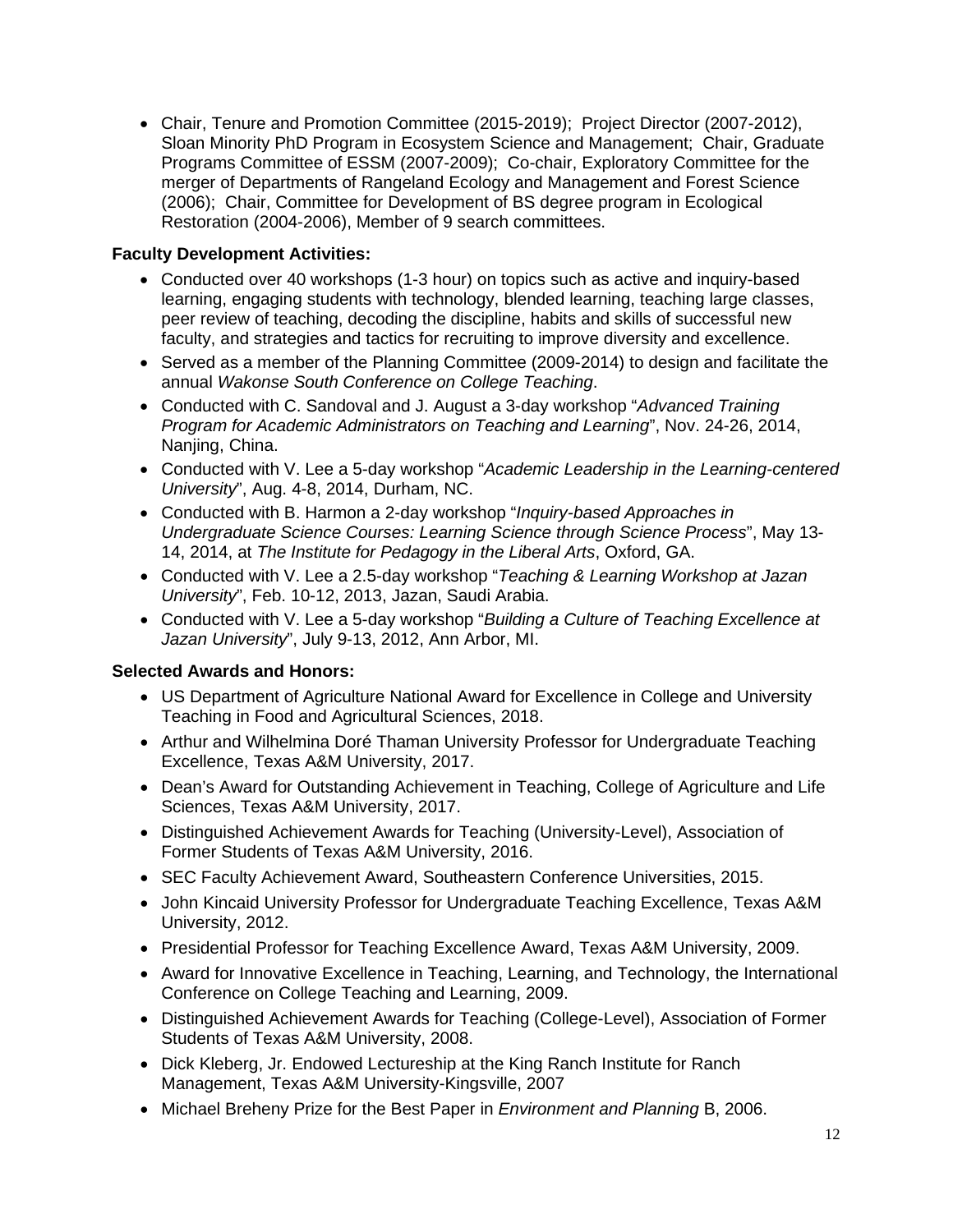- Chair, Tenure and Promotion Committee (2015-2019); Project Director (2007-2012), Sloan Minority PhD Program in Ecosystem Science and Management; Chair, Graduate Programs Committee of ESSM (2007-2009); Co-chair, Exploratory Committee for the merger of Departments of Rangeland Ecology and Management and Forest Science (2006); Chair, Committee for Development of BS degree program in Ecological Restoration (2004-2006), Member of 9 search committees.

**Faculty Development Activities:**

- Conducted over 40 workshops (1-3 hour) on topics such as active and inquiry-based learning, engaging students with technology, blended learning, teaching large classes, peer review of teaching, decoding the discipline, habits and skills of successful new faculty, and strategies and tactics for recruiting to improve diversity and excellence.
- Served as a member of the Planning Committee (2009-2014) to design and facilitate the annual *Wakonse South Conference on College Teaching*.
- Conducted with C. Sandoval and J. August a 3-day workshop "*Advanced Training Program for Academic Administrators on Teaching and Learning*", Nov. 24-26, 2014, Nanjing, China.
- Conducted with V. Lee a 5-day workshop "*Academic Leadership in the Learning-centered University*", Aug. 4-8, 2014, Durham, NC.
- Conducted with B. Harmon a 2-day workshop "*Inquiry-based Approaches in Undergraduate Science Courses: Learning Science through Science Process*", May 13-14, 2014, at *The Institute for Pedagogy in the Liberal Arts*, Oxford, GA.
- Conducted with V. Lee a 2.5-day workshop "*Teaching & Learning Workshop at Jazan University*", Feb. 10-12, 2013, Jazan, Saudi Arabia.
- Conducted with V. Lee a 5-day workshop "*Building a Culture of Teaching Excellence at Jazan University*", July 9-13, 2012, Ann Arbor, MI.

**Selected Awards and Honors:**

- US Department of Agriculture National Award for Excellence in College and University Teaching in Food and Agricultural Sciences, 2018.
- Arthur and Wilhelmina Doré Thaman University Professor for Undergraduate Teaching Excellence, Texas A&M University, 2017.
- Dean's Award for Outstanding Achievement in Teaching, College of Agriculture and Life Sciences, Texas A&M University, 2017.
- Distinguished Achievement Awards for Teaching (University-Level), Association of Former Students of Texas A&M University, 2016.
- SEC Faculty Achievement Award, Southeastern Conference Universities, 2015.
- John Kincaid University Professor for Undergraduate Teaching Excellence, Texas A&M University, 2012.
- Presidential Professor for Teaching Excellence Award, Texas A&M University, 2009.
- Award for Innovative Excellence in Teaching, Learning, and Technology, the International Conference on College Teaching and Learning, 2009.
- Distinguished Achievement Awards for Teaching (College-Level), Association of Former Students of Texas A&M University, 2008.
- Dick Kleberg, Jr. Endowed Lectureship at the King Ranch Institute for Ranch Management, Texas A&M University-Kingsville, 2007
- Michael Breheny Prize for the Best Paper in *Environment and Planning* B, 2006.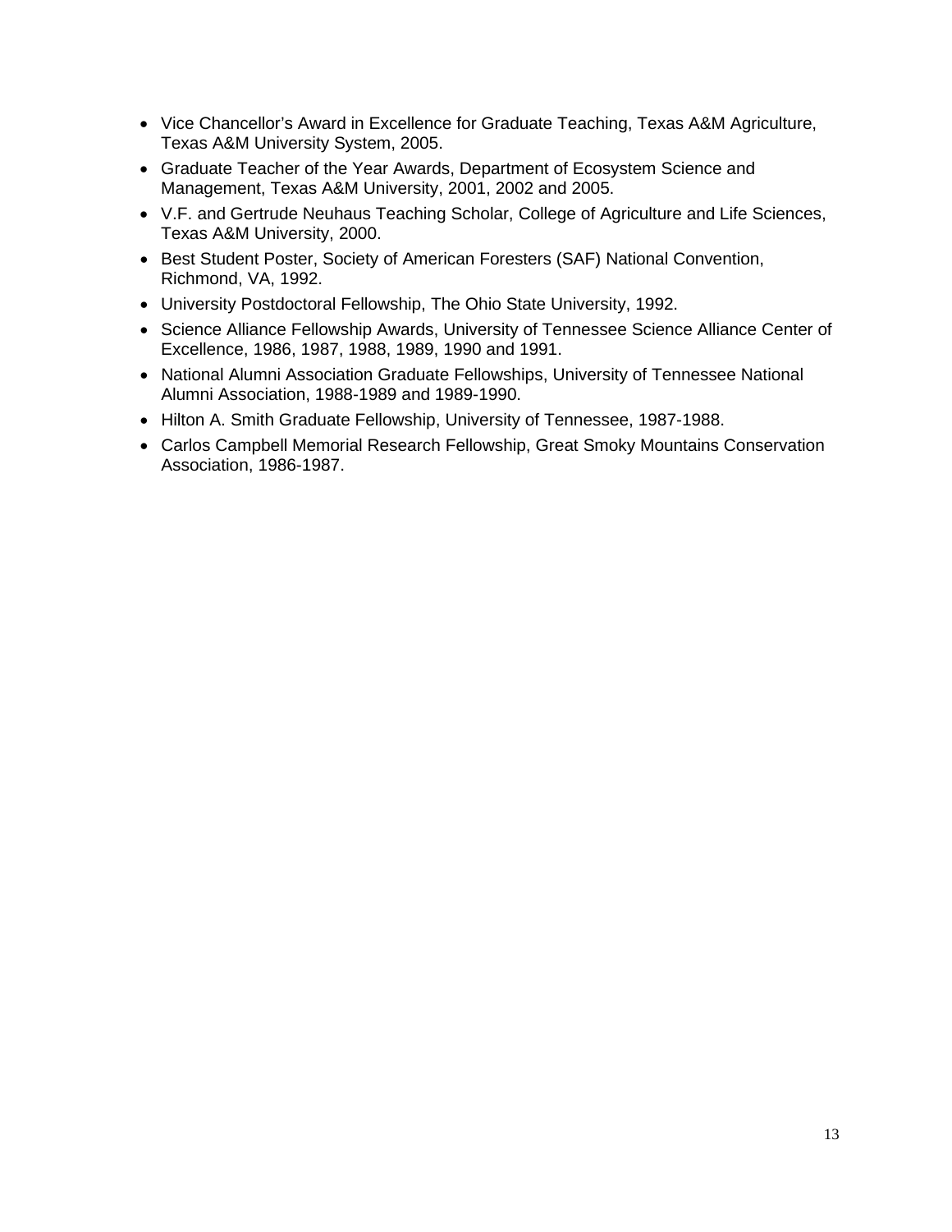- Vice Chancellor's Award in Excellence for Graduate Teaching, Texas A&M Agriculture, Texas A&M University System, 2005.
- Graduate Teacher of the Year Awards, Department of Ecosystem Science and Management, Texas A&M University, 2001, 2002 and 2005.
- V.F. and Gertrude Neuhaus Teaching Scholar, College of Agriculture and Life Sciences, Texas A&M University, 2000.
- Best Student Poster, Society of American Foresters (SAF) National Convention, Richmond, VA, 1992.
- University Postdoctoral Fellowship, The Ohio State University, 1992.
- Science Alliance Fellowship Awards, University of Tennessee Science Alliance Center of Excellence, 1986, 1987, 1988, 1989, 1990 and 1991.
- National Alumni Association Graduate Fellowships, University of Tennessee National Alumni Association, 1988-1989 and 1989-1990.
- Hilton A. Smith Graduate Fellowship, University of Tennessee, 1987-1988.
- Carlos Campbell Memorial Research Fellowship, Great Smoky Mountains Conservation Association, 1986-1987.